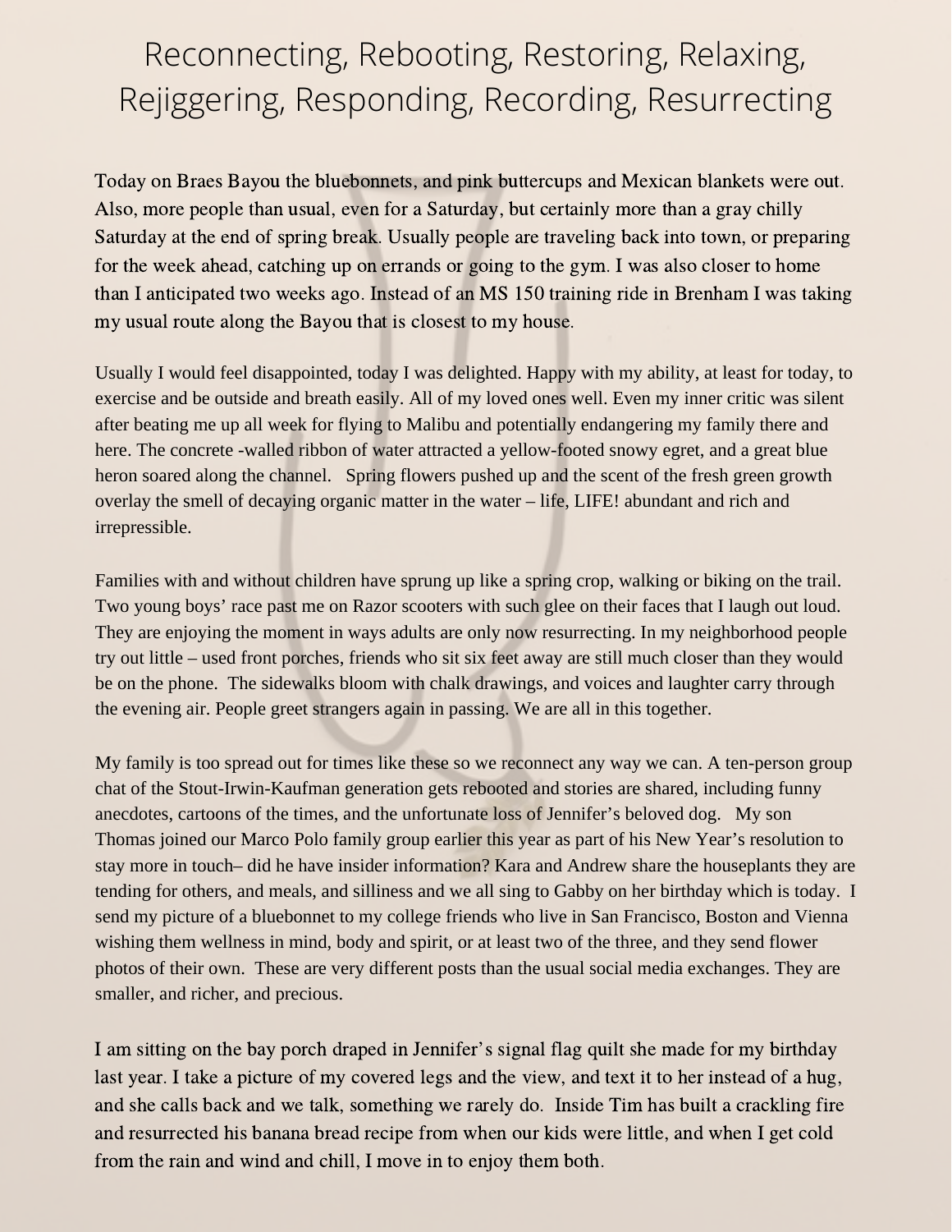# Reconnecting, Rebooting, Restoring, Relaxing, Rejiggering, Responding, Recording, Resurrecting

Today on Braes Bayou the bluebonnets, and pink buttercups and Mexican blankets were out. Also, more people than usual, even for a Saturday, but certainly more than a gray chilly Saturday at the end of spring break. Usually people are traveling back into town, or preparing for the week ahead, catching up on errands or going to the gym. I was also closer to home than I anticipated two weeks ago. Instead of an MS 150 training ride in Brenham I was taking my usual route along the Bayou that is closest to my house.

Usually I would feel disappointed, today I was delighted. Happy with my ability, at least for today, to exercise and be outside and breath easily. All of my loved ones well. Even my inner critic was silent after beating me up all week for flying to Malibu and potentially endangering my family there and here. The concrete -walled ribbon of water attracted a yellow-footed snowy egret, and a great blue heron soared along the channel. Spring flowers pushed up and the scent of the fresh green growth overlay the smell of decaying organic matter in the water – life, LIFE! abundant and rich and irrepressible.

Families with and without children have sprung up like a spring crop, walking or biking on the trail. Two young boys' race past me on Razor scooters with such glee on their faces that I laugh out loud. They are enjoying the moment in ways adults are only now resurrecting. In my neighborhood people try out little – used front porches, friends who sit six feet away are still much closer than they would be on the phone. The sidewalks bloom with chalk drawings, and voices and laughter carry through the evening air. People greet strangers again in passing. We are all in this together.

My family is too spread out for times like these so we reconnect any way we can. A ten-person group chat of the Stout-Irwin-Kaufman generation gets rebooted and stories are shared, including funny anecdotes, cartoons of the times, and the unfortunate loss of Jennifer's beloved dog. My son Thomas joined our Marco Polo family group earlier this year as part of his New Year's resolution to stay more in touch– did he have insider information? Kara and Andrew share the houseplants they are tending for others, and meals, and silliness and we all sing to Gabby on her birthday which is today. I send my picture of a bluebonnet to my college friends who live in San Francisco, Boston and Vienna wishing them wellness in mind, body and spirit, or at least two of the three, and they send flower photos of their own. These are very different posts than the usual social media exchanges. They are smaller, and richer, and precious.

I am sitting on the bay porch draped in Jennifer's signal flag quilt she made for my birthday last year. I take a picture of my covered legs and the view, and text it to her instead of a hug, and she calls back and we talk, something we rarely do. Inside Tim has built a crackling fire and resurrected his banana bread recipe from when our kids were little, and when I get cold from the rain and wind and chill, I move in to enjoy them both.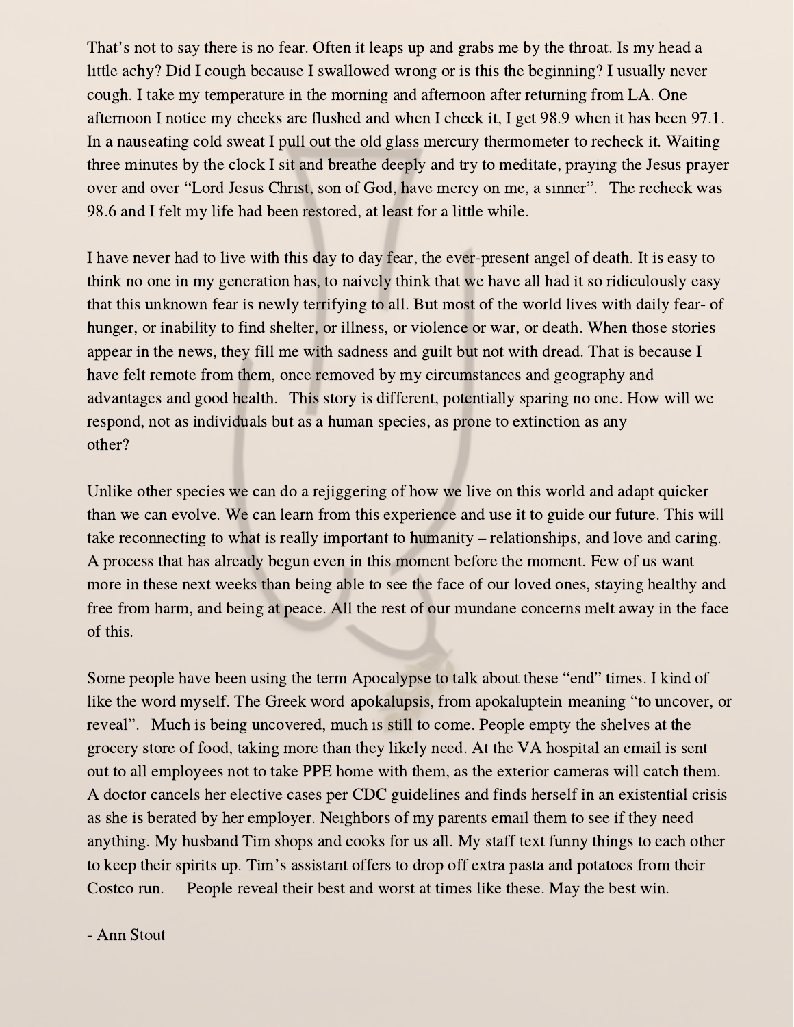That's not to say there is no fear. Often it leaps up and grabs me by the throat. Is my head a little achy? Did I cough because I swallowed wrong or is this the beginning? I usually never cough. I take my temperature in the morning and afternoon after returning from LA. One afternoon I notice my cheeks are flushed and when I check it, I get 98.9 when it has been 97.1. In a nauseating cold sweat I pull out the old glass mercury thermometer to recheck it. Waiting three minutes by the clock I sit and breathe deeply and try to meditate, praying the Jesus prayer over and over "Lord Jesus Christ, son of God, have mercy on me, a sinner". The recheck was 98.6 and I felt my life had been restored, at least for a little while.

I have never had to live with this day to day fear, the ever-present angel of death. It is easy to think no one in my generation has, to naively think that we have all had it so ridiculously easy that this unknown fear is newly terrifying to all. But most of the world lives with daily fear- of hunger, or inability to find shelter, or illness, or violence or war, or death. When those stories appear in the news, they fill me with sadness and guilt but not with dread. That is because I have felt remote from them, once removed by my circumstances and geography and advantages and good health. This story is different, potentially sparing no one. How will we respond, not as individuals but as a human species, as prone to extinction as any other?

Unlike other species we can do a rejiggering of how we live on this world and adapt quicker than we can evolve. We can learn from this experience and use it to guide our future. This will take reconnecting to what is really important to humanity – relationships, and love and caring. A process that has already begun even in this moment before the moment. Few of us want more in these next weeks than being able to see the face of our loved ones, staying healthy and free from harm, and being at peace. All the rest of our mundane concerns melt away in the face of this.

Some people have been using the term Apocalypse to talk about these "end" times. I kind of like the word myself. The Greek word apokalupsis, from apokaluptein meaning "to uncover, or reveal". Much is being uncovered, much is still to come. People empty the shelves at the grocery store of food, taking more than they likely need. At the VA hospital an email is sent out to all employees not to take PPE home with them, as the exterior cameras will catch them. A doctor cancels her elective cases per CDC guidelines and finds herself in an existential crisis as she is berated by her employer. Neighbors of my parents email them to see if they need anything. My husband Tim shops and cooks for us all. My staff text funny things to each other to keep their spirits up. Tim's assistant offers to drop off extra pasta and potatoes from their Costco run. People reveal their best and worst at times like these. May the best win.

- Ann Stout